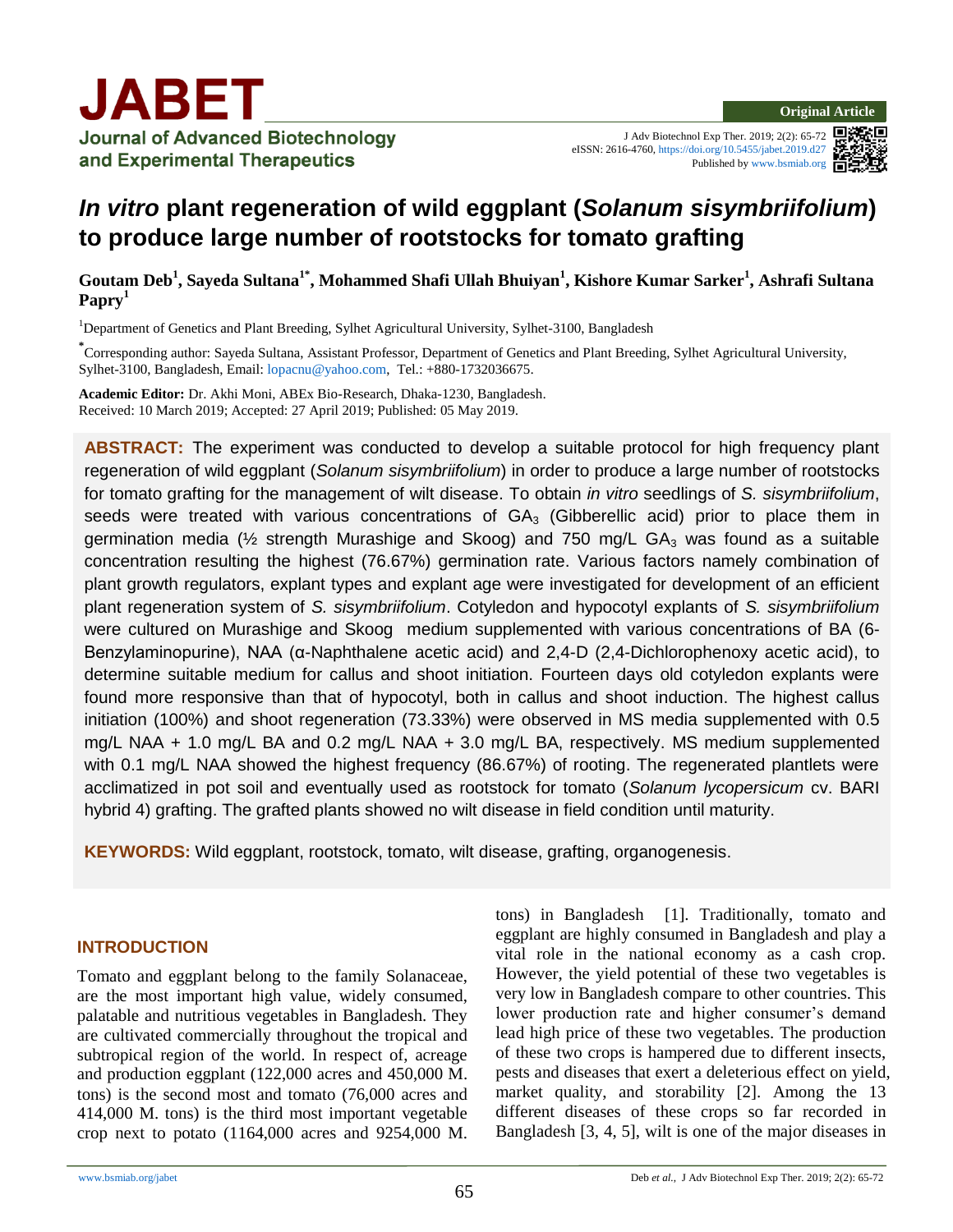# *In vitro* plant regeneration of wild eggplant (*Solanum sisymbriifolium*) to produce large number of rootstocks for tomato grafting

**Goutam Deb[1], Sayeda Sultana[1*], Mohammed Shafi Ullah Bhuiyan[1], Kishore Kumar Sarker[1], Ashrafi Sultana Papry[1]**

[1]Department of Genetics and Plant Breeding, Sylhet Agricultural University, Sylhet-3100, Bangladesh

[*]Corresponding author: Sayeda Sultana, Assistant Professor, Department of Genetics and Plant Breeding, Sylhet Agricultural University, Sylhet-3100, Bangladesh, Email: lopacnu@yahoo.com, Tel.: +880-1732036675.

**Academic Editor:** Dr. Akhi Moni, ABEx Bio-Research, Dhaka-1230, Bangladesh.
Received: 10 March 2019; Accepted: 27 April 2019; Published: 05 May 2019.

**ABSTRACT:** The experiment was conducted to develop a suitable protocol for high frequency plant regeneration of wild eggplant (*Solanum sisymbriifolium*) in order to produce a large number of rootstocks for tomato grafting for the management of wilt disease. To obtain *in vitro* seedlings of *S. sisymbriifolium*, seeds were treated with various concentrations of $GA_3$ (Gibberellic acid) prior to place them in germination media (½ strength Murashige and Skoog) and 750 mg/L $GA_3$ was found as a suitable concentration resulting the highest (76.67%) germination rate. Various factors namely combination of plant growth regulators, explant types and explant age were investigated for development of an efficient plant regeneration system of *S. sisymbriifolium*. Cotyledon and hypocotyl explants of *S. sisymbriifolium* were cultured on Murashige and Skoog medium supplemented with various concentrations of BA (6-Benzylaminopurine), NAA (α-Naphthalene acetic acid) and 2,4-D (2,4-Dichlorophenoxy acetic acid), to determine suitable medium for callus and shoot initiation. Fourteen days old cotyledon explants were found more responsive than that of hypocotyl, both in callus and shoot induction. The highest callus initiation (100%) and shoot regeneration (73.33%) were observed in MS media supplemented with 0.5 mg/L NAA + 1.0 mg/L BA and 0.2 mg/L NAA + 3.0 mg/L BA, respectively. MS medium supplemented with 0.1 mg/L NAA showed the highest frequency (86.67%) of rooting. The regenerated plantlets were acclimatized in pot soil and eventually used as rootstock for tomato (*Solanum lycopersicum* cv. BARI hybrid 4) grafting. The grafted plants showed no wilt disease in field condition until maturity.

**KEYWORDS:** Wild eggplant, rootstock, tomato, wilt disease, grafting, organogenesis.

## INTRODUCTION

Tomato and eggplant belong to the family Solanaceae, are the most important high value, widely consumed, palatable and nutritious vegetables in Bangladesh. They are cultivated commercially throughout the tropical and subtropical region of the world. In respect of, acreage and production eggplant (122,000 acres and 450,000 M. tons) is the second most and tomato (76,000 acres and 414,000 M. tons) is the third most important vegetable crop next to potato (1164,000 acres and 9254,000 M. tons) in Bangladesh [1]. Traditionally, tomato and eggplant are highly consumed in Bangladesh and play a vital role in the national economy as a cash crop. However, the yield potential of these two vegetables is very low in Bangladesh compare to other countries. This lower production rate and higher consumer's demand lead high price of these two vegetables. The production of these two crops is hampered due to different insects, pests and diseases that exert a deleterious effect on yield, market quality, and storability [2]. Among the 13 different diseases of these crops so far recorded in Bangladesh [3, 4, 5], wilt is one of the major diseases in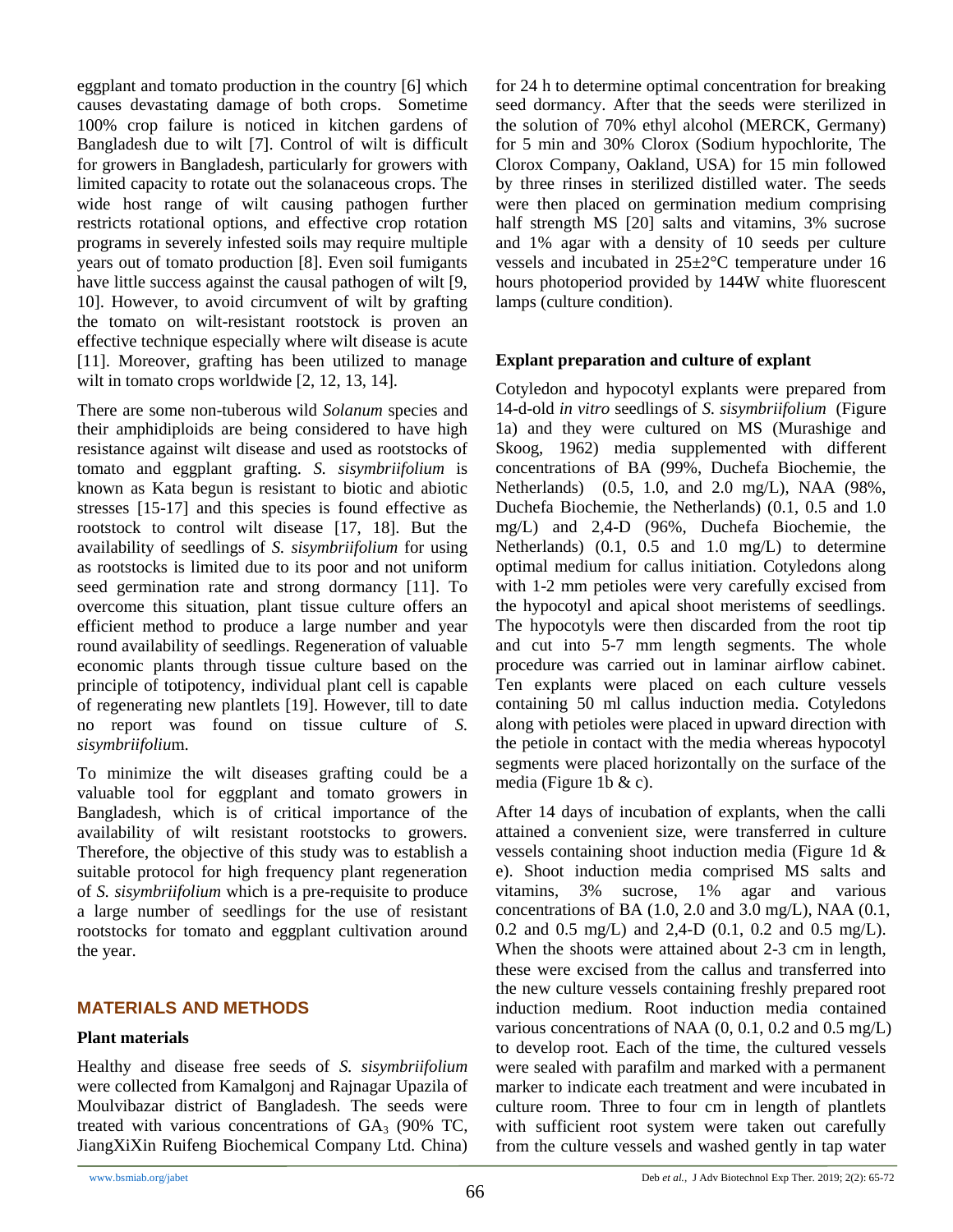eggplant and tomato production in the country [6] which causes devastating damage of both crops. Sometime 100% crop failure is noticed in kitchen gardens of Bangladesh due to wilt [7]. Control of wilt is difficult for growers in Bangladesh, particularly for growers with limited capacity to rotate out the solanaceous crops. The wide host range of wilt causing pathogen further restricts rotational options, and effective crop rotation programs in severely infested soils may require multiple years out of tomato production [8]. Even soil fumigants have little success against the causal pathogen of wilt [9, 10]. However, to avoid circumvent of wilt by grafting the tomato on wilt-resistant rootstock is proven an effective technique especially where wilt disease is acute [11]. Moreover, grafting has been utilized to manage wilt in tomato crops worldwide [2, 12, 13, 14].

There are some non-tuberous wild *Solanum* species and their amphidiploids are being considered to have high resistance against wilt disease and used as rootstocks of tomato and eggplant grafting. *S. sisymbriifolium* is known as Kata begun is resistant to biotic and abiotic stresses [15-17] and this species is found effective as rootstock to control wilt disease [17, 18]. But the availability of seedlings of *S. sisymbriifolium* for using as rootstocks is limited due to its poor and not uniform seed germination rate and strong dormancy [11]. To overcome this situation, plant tissue culture offers an efficient method to produce a large number and year round availability of seedlings. Regeneration of valuable economic plants through tissue culture based on the principle of totipotency, individual plant cell is capable of regenerating new plantlets [19]. However, till to date no report was found on tissue culture of *S. sisymbriifolium*.

To minimize the wilt diseases grafting could be a valuable tool for eggplant and tomato growers in Bangladesh, which is of critical importance of the availability of wilt resistant rootstocks to growers. Therefore, the objective of this study was to establish a suitable protocol for high frequency plant regeneration of *S. sisymbriifolium* which is a pre-requisite to produce a large number of seedlings for the use of resistant rootstocks for tomato and eggplant cultivation around the year.

## MATERIALS AND METHODS

### Plant materials

Healthy and disease free seeds of *S. sisymbriifolium* were collected from Kamalgonj and Rajnagar Upazila of Moulvibazar district of Bangladesh. The seeds were treated with various concentrations of $GA_3$ (90% TC, JiangXiXin Ruifeng Biochemical Company Ltd. China) for 24 h to determine optimal concentration for breaking seed dormancy. After that the seeds were sterilized in the solution of 70% ethyl alcohol (MERCK, Germany) for 5 min and 30% Clorox (Sodium hypochlorite, The Clorox Company, Oakland, USA) for 15 min followed by three rinses in sterilized distilled water. The seeds were then placed on germination medium comprising half strength MS [20] salts and vitamins, 3% sucrose and 1% agar with a density of 10 seeds per culture vessels and incubated in 25±2°C temperature under 16 hours photoperiod provided by 144W white fluorescent lamps (culture condition).

### Explant preparation and culture of explant

Cotyledon and hypocotyl explants were prepared from 14-d-old *in vitro* seedlings of *S. sisymbriifolium* (Figure 1a) and they were cultured on MS (Murashige and Skoog, 1962) media supplemented with different concentrations of BA (99%, Duchefa Biochemie, the Netherlands) (0.5, 1.0, and 2.0 mg/L), NAA (98%, Duchefa Biochemie, the Netherlands) (0.1, 0.5 and 1.0 mg/L) and 2,4-D (96%, Duchefa Biochemie, the Netherlands) (0.1, 0.5 and 1.0 mg/L) to determine optimal medium for callus initiation. Cotyledons along with 1-2 mm petioles were very carefully excised from the hypocotyl and apical shoot meristems of seedlings. The hypocotyls were then discarded from the root tip and cut into 5-7 mm length segments. The whole procedure was carried out in laminar airflow cabinet. Ten explants were placed on each culture vessels containing 50 ml callus induction media. Cotyledons along with petioles were placed in upward direction with the petiole in contact with the media whereas hypocotyl segments were placed horizontally on the surface of the media (Figure 1b & c).

After 14 days of incubation of explants, when the calli attained a convenient size, were transferred in culture vessels containing shoot induction media (Figure 1d & e). Shoot induction media comprised MS salts and vitamins, 3% sucrose, 1% agar and various concentrations of BA (1.0, 2.0 and 3.0 mg/L), NAA (0.1, 0.2 and 0.5 mg/L) and 2,4-D (0.1, 0.2 and 0.5 mg/L). When the shoots were attained about 2-3 cm in length, these were excised from the callus and transferred into the new culture vessels containing freshly prepared root induction medium. Root induction media contained various concentrations of NAA (0, 0.1, 0.2 and 0.5 mg/L) to develop root. Each of the time, the cultured vessels were sealed with parafilm and marked with a permanent marker to indicate each treatment and were incubated in culture room. Three to four cm in length of plantlets with sufficient root system were taken out carefully from the culture vessels and washed gently in tap water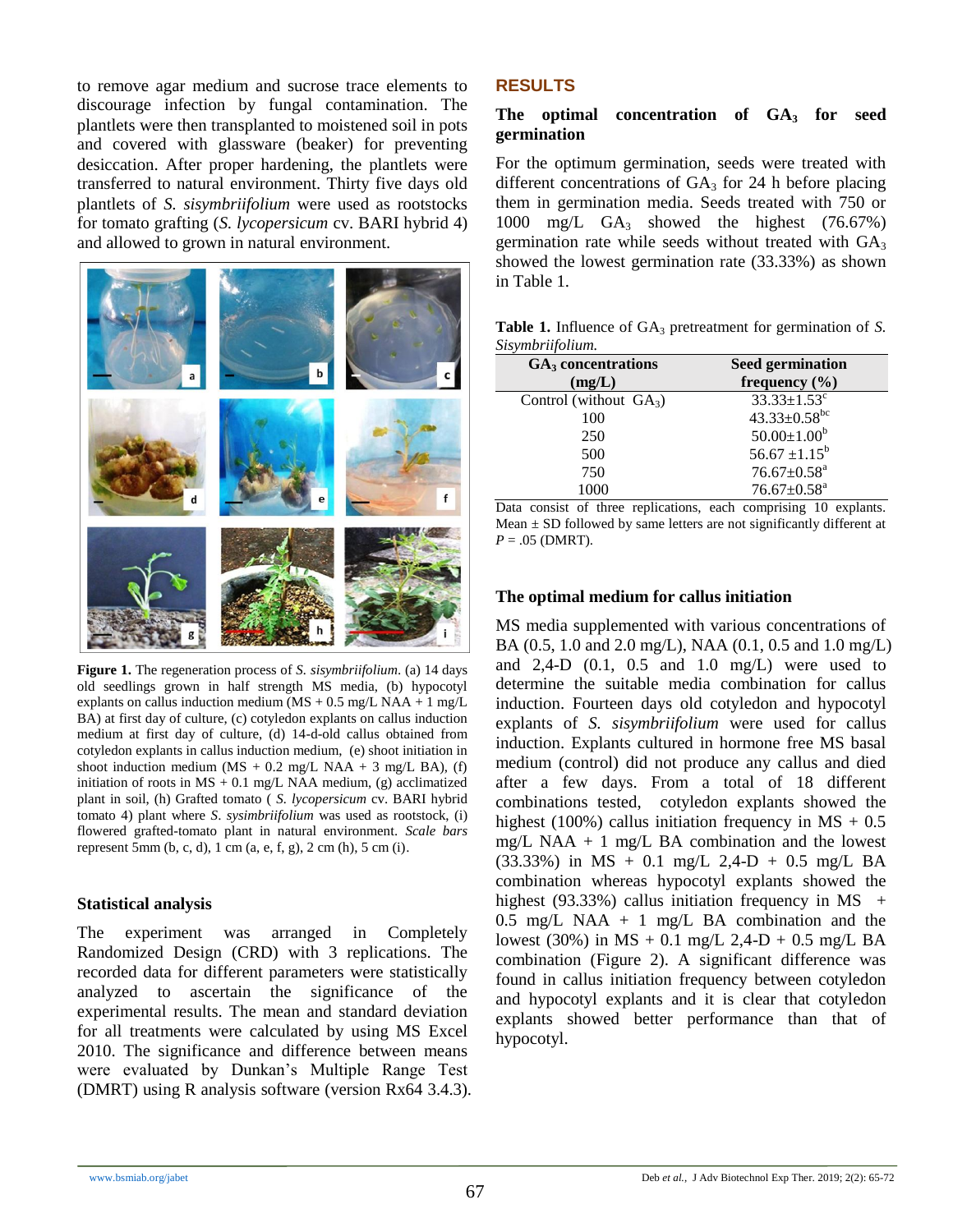to remove agar medium and sucrose trace elements to discourage infection by fungal contamination. The plantlets were then transplanted to moistened soil in pots and covered with glassware (beaker) for preventing desiccation. After proper hardening, the plantlets were transferred to natural environment. Thirty five days old plantlets of *S. sisymbriifolium* were used as rootstocks for tomato grafting (*S. lycopersicum* cv. BARI hybrid 4) and allowed to grown in natural environment.

**Figure 1.** The regeneration process of *S. sisymbriifolium*. (a) 14 days old seedlings grown in half strength MS media, (b) hypocotyl explants on callus induction medium (MS + 0.5 mg/L NAA + 1 mg/L BA) at first day of culture, (c) cotyledon explants on callus induction medium at first day of culture, (d) 14-d-old callus obtained from cotyledon explants in callus induction medium, (e) shoot initiation in shoot induction medium (MS + 0.2 mg/L NAA + 3 mg/L BA), (f) initiation of roots in MS + 0.1 mg/L NAA medium, (g) acclimatized plant in soil, (h) Grafted tomato ( *S. lycopersicum* cv. BARI hybrid tomato 4) plant where *S. sysimbriifolium* was used as rootstock, (i) flowered grafted-tomato plant in natural environment. *Scale bars* represent 5mm (b, c, d), 1 cm (a, e, f, g), 2 cm (h), 5 cm (i).

### Statistical analysis

The experiment was arranged in Completely Randomized Design (CRD) with 3 replications. The recorded data for different parameters were statistically analyzed to ascertain the significance of the experimental results. The mean and standard deviation for all treatments were calculated by using MS Excel 2010. The significance and difference between means were evaluated by Dunkan's Multiple Range Test (DMRT) using R analysis software (version Rx64 3.4.3).

## RESULTS

### The optimal concentration of $GA_3$ for seed germination

For the optimum germination, seeds were treated with different concentrations of $GA_3$ for 24 h before placing them in germination media. Seeds treated with 750 or 1000 mg/L $GA_3$ showed the highest (76.67%) germination rate while seeds without treated with $GA_3$ showed the lowest germination rate (33.33%) as shown in Table 1.

**Table 1.** Influence of $GA_3$ pretreatment for germination of *S. Sisymbriifolium.*

| $GA_3$ concentrations (mg/L) | Seed germination frequency (%) |
|---|---|
| Control (without $GA_3$) | 33.33±1.53[c] |
| 100 | 43.33±0.58[bc] |
| 250 | 50.00±1.00[b] |
| 500 | 56.67 ±1.15[b] |
| 750 | 76.67±0.58[a] |
| 1000 | 76.67±0.58[a] |

Data consist of three replications, each comprising 10 explants. Mean ± SD followed by same letters are not significantly different at *P* = .05 (DMRT).

### The optimal medium for callus initiation

MS media supplemented with various concentrations of BA (0.5, 1.0 and 2.0 mg/L), NAA (0.1, 0.5 and 1.0 mg/L) and 2,4-D (0.1, 0.5 and 1.0 mg/L) were used to determine the suitable media combination for callus induction. Fourteen days old cotyledon and hypocotyl explants of *S. sisymbriifolium* were used for callus induction. Explants cultured in hormone free MS basal medium (control) did not produce any callus and died after a few days. From a total of 18 different combinations tested, cotyledon explants showed the highest (100%) callus initiation frequency in MS + 0.5 mg/L NAA + 1 mg/L BA combination and the lowest (33.33%) in MS + 0.1 mg/L 2,4-D + 0.5 mg/L BA combination whereas hypocotyl explants showed the highest (93.33%) callus initiation frequency in MS + 0.5 mg/L NAA + 1 mg/L BA combination and the lowest (30%) in MS + 0.1 mg/L 2,4-D + 0.5 mg/L BA combination (Figure 2). A significant difference was found in callus initiation frequency between cotyledon and hypocotyl explants and it is clear that cotyledon explants showed better performance than that of hypocotyl.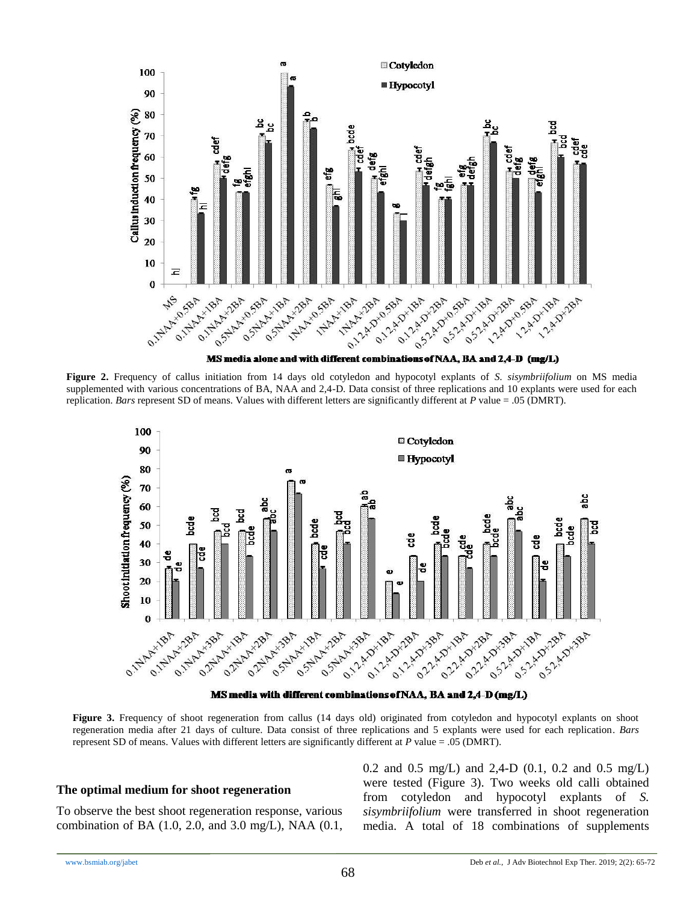**Figure 2.** Frequency of callus initiation from 14 days old cotyledon and hypocotyl explants of *S. sisymbriifolium* on MS media supplemented with various concentrations of BA, NAA and 2,4-D. Data consist of three replications and 10 explants were used for each replication. *Bars* represent SD of means. Values with different letters are significantly different at *P* value = .05 (DMRT).

**Figure 3.** Frequency of shoot regeneration from callus (14 days old) originated from cotyledon and hypocotyl explants on shoot regeneration media after 21 days of culture. Data consist of three replications and 5 explants were used for each replication. *Bars* represent SD of means. Values with different letters are significantly different at *P* value = .05 (DMRT).

### The optimal medium for shoot regeneration

To observe the best shoot regeneration response, various combination of BA (1.0, 2.0, and 3.0 mg/L), NAA (0.1, 0.2 and 0.5 mg/L) and 2,4-D (0.1, 0.2 and 0.5 mg/L) were tested (Figure 3). Two weeks old calli obtained from cotyledon and hypocotyl explants of *S. sisymbriifolium* were transferred in shoot regeneration media. A total of 18 combinations of supplements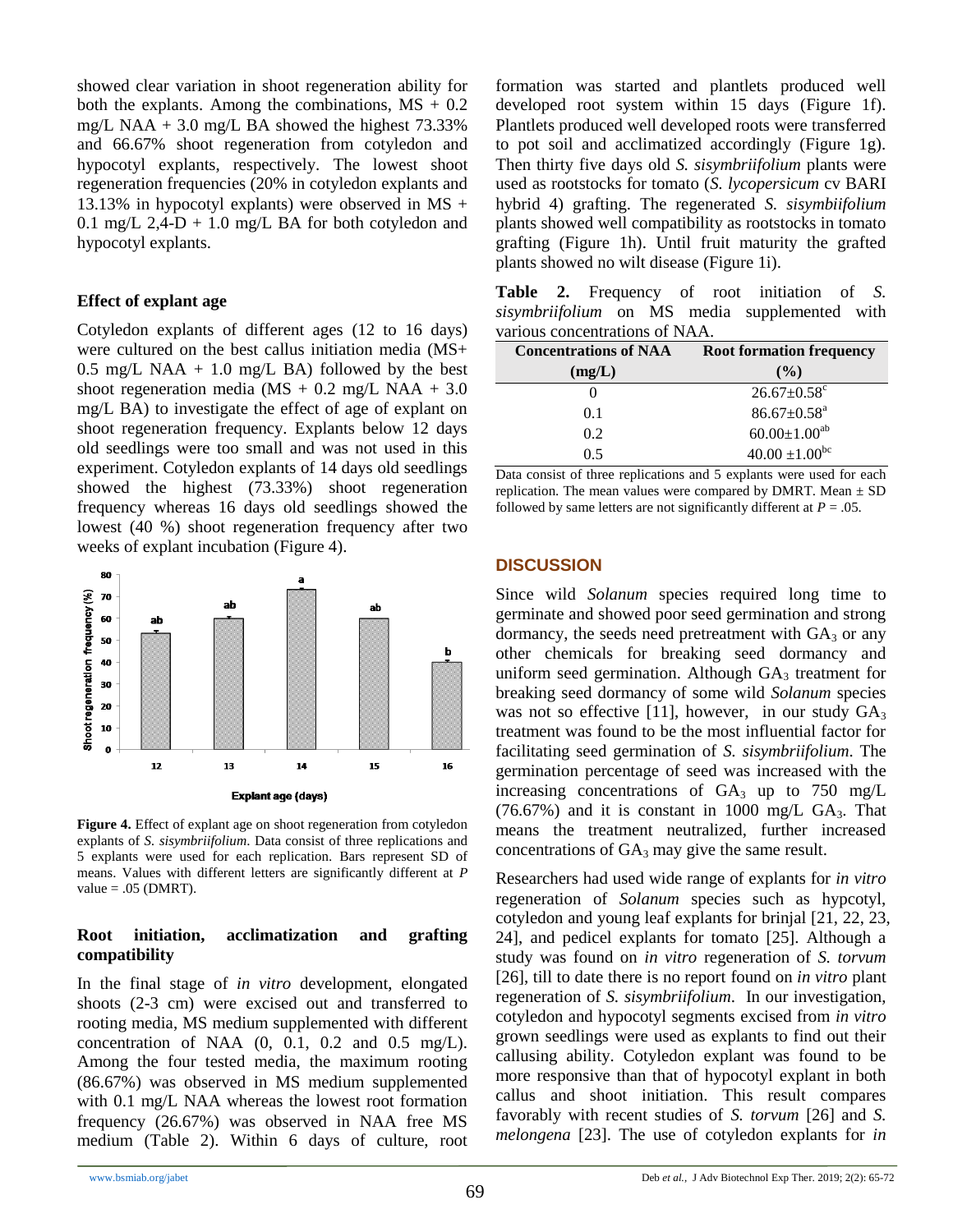showed clear variation in shoot regeneration ability for both the explants. Among the combinations, MS + 0.2 mg/L NAA + 3.0 mg/L BA showed the highest 73.33% and 66.67% shoot regeneration from cotyledon and hypocotyl explants, respectively. The lowest shoot regeneration frequencies (20% in cotyledon explants and 13.13% in hypocotyl explants) were observed in MS + 0.1 mg/L 2,4-D + 1.0 mg/L BA for both cotyledon and hypocotyl explants.

### Effect of explant age

Cotyledon explants of different ages (12 to 16 days) were cultured on the best callus initiation media (MS+ 0.5 mg/L NAA + 1.0 mg/L BA) followed by the best shoot regeneration media (MS + 0.2 mg/L NAA + 3.0 mg/L BA) to investigate the effect of age of explant on shoot regeneration frequency. Explants below 12 days old seedlings were too small and was not used in this experiment. Cotyledon explants of 14 days old seedlings showed the highest (73.33%) shoot regeneration frequency whereas 16 days old seedlings showed the lowest (40 %) shoot regeneration frequency after two weeks of explant incubation (Figure 4).

**Figure 4.** Effect of explant age on shoot regeneration from cotyledon explants of *S. sisymbriifolium*. Data consist of three replications and 5 explants were used for each replication. Bars represent SD of means. Values with different letters are significantly different at *P* value = .05 (DMRT).

### Root initiation, acclimatization and grafting compatibility

In the final stage of *in vitro* development, elongated shoots (2-3 cm) were excised out and transferred to rooting media, MS medium supplemented with different concentration of NAA (0, 0.1, 0.2 and 0.5 mg/L). Among the four tested media, the maximum rooting (86.67%) was observed in MS medium supplemented with 0.1 mg/L NAA whereas the lowest root formation frequency (26.67%) was observed in NAA free MS medium (Table 2). Within 6 days of culture, root formation was started and plantlets produced well developed root system within 15 days (Figure 1f). Plantlets produced well developed roots were transferred to pot soil and acclimatized accordingly (Figure 1g). Then thirty five days old *S. sisymbriifolium* plants were used as rootstocks for tomato (*S. lycopersicum* cv BARI hybrid 4) grafting. The regenerated *S. sisymbiifolium* plants showed well compatibility as rootstocks in tomato grafting (Figure 1h). Until fruit maturity the grafted plants showed no wilt disease (Figure 1i).

**Table 2.** Frequency of root initiation of *S. sisymbriifolium* on MS media supplemented with various concentrations of NAA.

| Concentrations of NAA (mg/L) | Root formation frequency (%) |
|---|---|
| 0 | $26.67 \pm 0.58^{c}$ |
| 0.1 | $86.67 \pm 0.58^{a}$ |
| 0.2 | $60.00 \pm 1.00^{ab}$ |
| 0.5 | $40.00 \pm 1.00^{bc}$ |

Data consist of three replications and 5 explants were used for each replication. The mean values were compared by DMRT. Mean ± SD followed by same letters are not significantly different at *P* = .05.

## DISCUSSION

Since wild *Solanum* species required long time to germinate and showed poor seed germination and strong dormancy, the seeds need pretreatment with $GA_3$ or any other chemicals for breaking seed dormancy and uniform seed germination. Although $GA_3$ treatment for breaking seed dormancy of some wild *Solanum* species was not so effective [11], however, in our study $GA_3$ treatment was found to be the most influential factor for facilitating seed germination of *S. sisymbriifolium*. The germination percentage of seed was increased with the increasing concentrations of $GA_3$ up to 750 mg/L (76.67%) and it is constant in 1000 mg/L $GA_3$. That means the treatment neutralized, further increased concentrations of $GA_3$ may give the same result.

Researchers had used wide range of explants for *in vitro* regeneration of *Solanum* species such as hypcotyl, cotyledon and young leaf explants for brinjal [21, 22, 23, 24], and pedicel explants for tomato [25]. Although a study was found on *in vitro* regeneration of *S. torvum* [26], till to date there is no report found on *in vitro* plant regeneration of *S. sisymbriifolium*. In our investigation, cotyledon and hypocotyl segments excised from *in vitro* grown seedlings were used as explants to find out their callusing ability. Cotyledon explant was found to be more responsive than that of hypocotyl explant in both callus and shoot initiation. This result compares favorably with recent studies of *S. torvum* [26] and *S. melongena* [23]. The use of cotyledon explants for *in*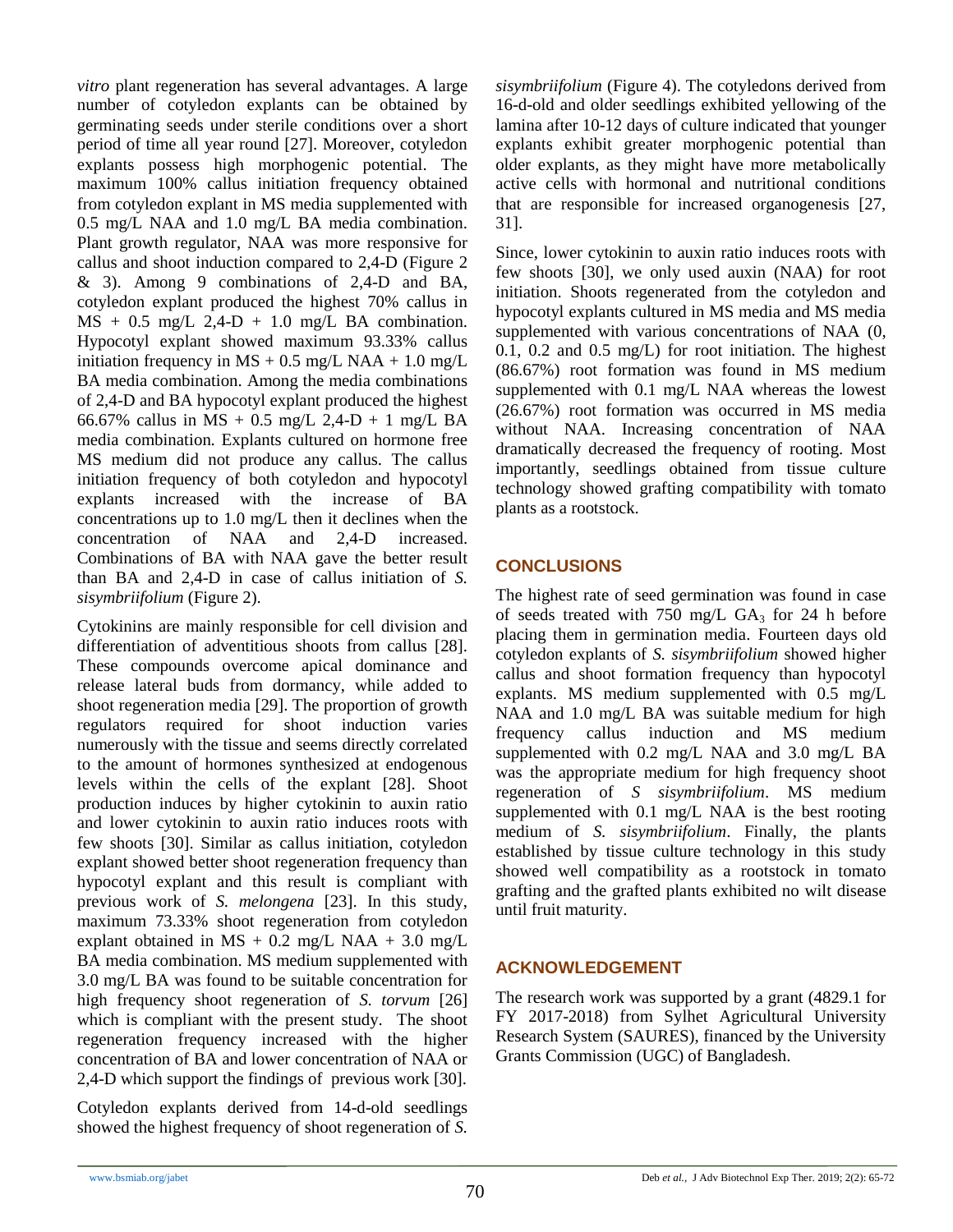*vitro* plant regeneration has several advantages. A large number of cotyledon explants can be obtained by germinating seeds under sterile conditions over a short period of time all year round [27]. Moreover, cotyledon explants possess high morphogenic potential. The maximum 100% callus initiation frequency obtained from cotyledon explant in MS media supplemented with 0.5 mg/L NAA and 1.0 mg/L BA media combination. Plant growth regulator, NAA was more responsive for callus and shoot induction compared to 2,4-D (Figure 2 & 3). Among 9 combinations of 2,4-D and BA, cotyledon explant produced the highest 70% callus in MS + 0.5 mg/L 2,4-D + 1.0 mg/L BA combination. Hypocotyl explant showed maximum 93.33% callus initiation frequency in MS + 0.5 mg/L NAA + 1.0 mg/L BA media combination. Among the media combinations of 2,4-D and BA hypocotyl explant produced the highest 66.67% callus in MS + 0.5 mg/L 2,4-D + 1 mg/L BA media combination. Explants cultured on hormone free MS medium did not produce any callus. The callus initiation frequency of both cotyledon and hypocotyl explants increased with the increase of BA concentrations up to 1.0 mg/L then it declines when the concentration of NAA and 2,4-D increased. Combinations of BA with NAA gave the better result than BA and 2,4-D in case of callus initiation of *S. sisymbriifolium* (Figure 2).

Cytokinins are mainly responsible for cell division and differentiation of adventitious shoots from callus [28]. These compounds overcome apical dominance and release lateral buds from dormancy, while added to shoot regeneration media [29]. The proportion of growth regulators required for shoot induction varies numerously with the tissue and seems directly correlated to the amount of hormones synthesized at endogenous levels within the cells of the explant [28]. Shoot production induces by higher cytokinin to auxin ratio and lower cytokinin to auxin ratio induces roots with few shoots [30]. Similar as callus initiation, cotyledon explant showed better shoot regeneration frequency than hypocotyl explant and this result is compliant with previous work of *S. melongena* [23]. In this study, maximum 73.33% shoot regeneration from cotyledon explant obtained in MS + 0.2 mg/L NAA + 3.0 mg/L BA media combination. MS medium supplemented with 3.0 mg/L BA was found to be suitable concentration for high frequency shoot regeneration of *S. torvum* [26] which is compliant with the present study. The shoot regeneration frequency increased with the higher concentration of BA and lower concentration of NAA or 2,4-D which support the findings of previous work [30].

Cotyledon explants derived from 14-d-old seedlings showed the highest frequency of shoot regeneration of *S. sisymbriifolium* (Figure 4). The cotyledons derived from 16-d-old and older seedlings exhibited yellowing of the lamina after 10-12 days of culture indicated that younger explants exhibit greater morphogenic potential than older explants, as they might have more metabolically active cells with hormonal and nutritional conditions that are responsible for increased organogenesis [27, 31].

Since, lower cytokinin to auxin ratio induces roots with few shoots [30], we only used auxin (NAA) for root initiation. Shoots regenerated from the cotyledon and hypocotyl explants cultured in MS media and MS media supplemented with various concentrations of NAA (0, 0.1, 0.2 and 0.5 mg/L) for root initiation. The highest (86.67%) root formation was found in MS medium supplemented with 0.1 mg/L NAA whereas the lowest (26.67%) root formation was occurred in MS media without NAA. Increasing concentration of NAA dramatically decreased the frequency of rooting. Most importantly, seedlings obtained from tissue culture technology showed grafting compatibility with tomato plants as a rootstock.

## CONCLUSIONS

The highest rate of seed germination was found in case of seeds treated with 750 mg/L $GA_3$ for 24 h before placing them in germination media. Fourteen days old cotyledon explants of *S. sisymbriifolium* showed higher callus and shoot formation frequency than hypocotyl explants. MS medium supplemented with 0.5 mg/L NAA and 1.0 mg/L BA was suitable medium for high frequency callus induction and MS medium supplemented with 0.2 mg/L NAA and 3.0 mg/L BA was the appropriate medium for high frequency shoot regeneration of *S sisymbriifolium*. MS medium supplemented with 0.1 mg/L NAA is the best rooting medium of *S. sisymbriifolium*. Finally, the plants established by tissue culture technology in this study showed well compatibility as a rootstock in tomato grafting and the grafted plants exhibited no wilt disease until fruit maturity.

## ACKNOWLEDGEMENT

The research work was supported by a grant (4829.1 for FY 2017-2018) from Sylhet Agricultural University Research System (SAURES), financed by the University Grants Commission (UGC) of Bangladesh.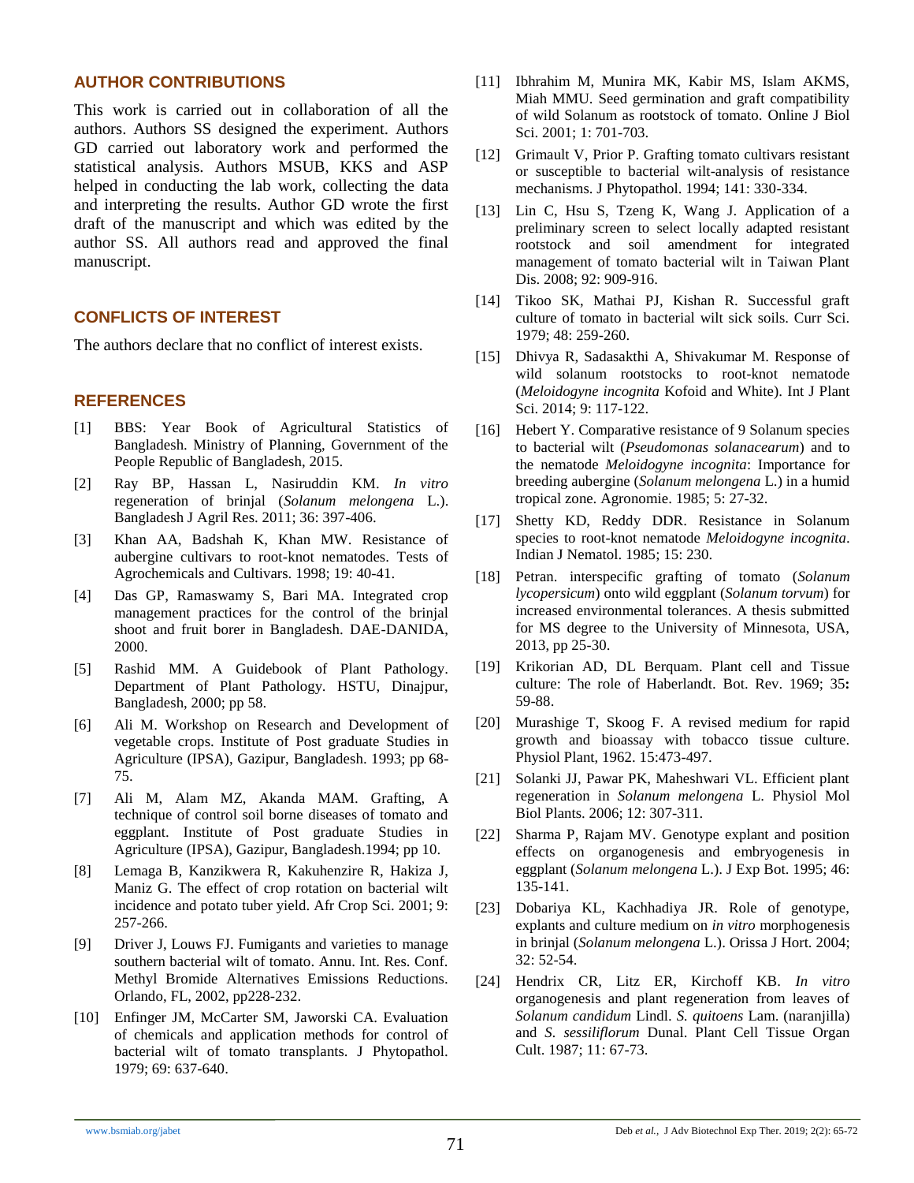## AUTHOR CONTRIBUTIONS

This work is carried out in collaboration of all the authors. Authors SS designed the experiment. Authors GD carried out laboratory work and performed the statistical analysis. Authors MSUB, KKS and ASP helped in conducting the lab work, collecting the data and interpreting the results. Author GD wrote the first draft of the manuscript and which was edited by the author SS. All authors read and approved the final manuscript.

## CONFLICTS OF INTEREST

The authors declare that no conflict of interest exists.

## REFERENCES

[1] BBS: Year Book of Agricultural Statistics of Bangladesh. Ministry of Planning, Government of the People Republic of Bangladesh, 2015.

[2] Ray BP, Hassan L, Nasiruddin KM. *In vitro* regeneration of brinjal (*Solanum melongena* L.). Bangladesh J Agril Res. 2011; 36: 397-406.

[3] Khan AA, Badshah K, Khan MW. Resistance of aubergine cultivars to root-knot nematodes. Tests of Agrochemicals and Cultivars. 1998; 19: 40-41.

[4] Das GP, Ramaswamy S, Bari MA. Integrated crop management practices for the control of the brinjal shoot and fruit borer in Bangladesh. DAE-DANIDA, 2000.

[5] Rashid MM. A Guidebook of Plant Pathology. Department of Plant Pathology. HSTU, Dinajpur, Bangladesh, 2000; pp 58.

[6] Ali M. Workshop on Research and Development of vegetable crops. Institute of Post graduate Studies in Agriculture (IPSA), Gazipur, Bangladesh. 1993; pp 68-75.

[7] Ali M, Alam MZ, Akanda MAM. Grafting, A technique of control soil borne diseases of tomato and eggplant. Institute of Post graduate Studies in Agriculture (IPSA), Gazipur, Bangladesh.1994; pp 10.

[8] Lemaga B, Kanzikwera R, Kakuhenzire R, Hakiza J, Maniz G. The effect of crop rotation on bacterial wilt incidence and potato tuber yield. Afr Crop Sci. 2001; 9: 257-266.

[9] Driver J, Louws FJ. Fumigants and varieties to manage southern bacterial wilt of tomato. Annu. Int. Res. Conf. Methyl Bromide Alternatives Emissions Reductions. Orlando, FL, 2002, pp228-232.

[10] Enfinger JM, McCarter SM, Jaworski CA. Evaluation of chemicals and application methods for control of bacterial wilt of tomato transplants. J Phytopathol. 1979; 69: 637-640.

[11] Ibhrahim M, Munira MK, Kabir MS, Islam AKMS, Miah MMU. Seed germination and graft compatibility of wild Solanum as rootstock of tomato. Online J Biol Sci. 2001; 1: 701-703.

[12] Grimault V, Prior P. Grafting tomato cultivars resistant or susceptible to bacterial wilt-analysis of resistance mechanisms. J Phytopathol. 1994; 141: 330-334.

[13] Lin C, Hsu S, Tzeng K, Wang J. Application of a preliminary screen to select locally adapted resistant rootstock and soil amendment for integrated management of tomato bacterial wilt in Taiwan Plant Dis. 2008; 92: 909-916.

[14] Tikoo SK, Mathai PJ, Kishan R. Successful graft culture of tomato in bacterial wilt sick soils. Curr Sci. 1979; 48: 259-260.

[15] Dhivya R, Sadasakthi A, Shivakumar M. Response of wild solanum rootstocks to root-knot nematode (*Meloidogyne incognita* Kofoid and White). Int J Plant Sci. 2014; 9: 117-122.

[16] Hebert Y. Comparative resistance of 9 Solanum species to bacterial wilt (*Pseudomonas solanacearum*) and to the nematode *Meloidogyne incognita*: Importance for breeding aubergine (*Solanum melongena* L.) in a humid tropical zone. Agronomie. 1985; 5: 27-32.

[17] Shetty KD, Reddy DDR. Resistance in Solanum species to root-knot nematode *Meloidogyne incognita*. Indian J Nematol. 1985; 15: 230.

[18] Petran. interspecific grafting of tomato (*Solanum lycopersicum*) onto wild eggplant (*Solanum torvum*) for increased environmental tolerances. A thesis submitted for MS degree to the University of Minnesota, USA, 2013, pp 25-30.

[19] Krikorian AD, DL Berquam. Plant cell and Tissue culture: The role of Haberlandt. Bot. Rev. 1969; 35**:** 59-88.

[20] Murashige T, Skoog F. A revised medium for rapid growth and bioassay with tobacco tissue culture. Physiol Plant, 1962. 15:473-497.

[21] Solanki JJ, Pawar PK, Maheshwari VL. Efficient plant regeneration in *Solanum melongena* L. Physiol Mol Biol Plants. 2006; 12: 307-311.

[22] Sharma P, Rajam MV. Genotype explant and position effects on organogenesis and embryogenesis in eggplant (*Solanum melongena* L.). J Exp Bot. 1995; 46: 135-141.

[23] Dobariya KL, Kachhadiya JR. Role of genotype, explants and culture medium on *in vitro* morphogenesis in brinjal (*Solanum melongena* L.). Orissa J Hort. 2004; 32: 52-54.

[24] Hendrix CR, Litz ER, Kirchoff KB. *In vitro* organogenesis and plant regeneration from leaves of *Solanum candidum* Lindl. *S. quitoens* Lam. (naranjilla) and *S. sessiliflorum* Dunal. Plant Cell Tissue Organ Cult. 1987; 11: 67-73.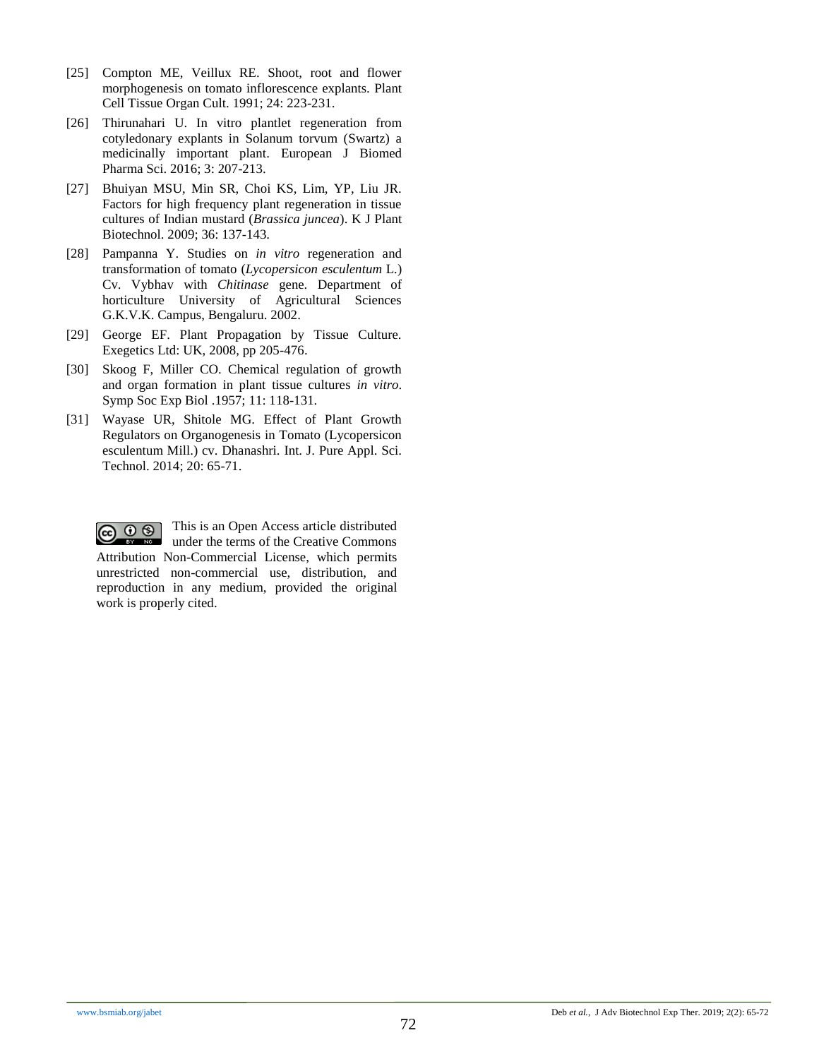[25] Compton ME, Veillux RE. Shoot, root and flower morphogenesis on tomato inflorescence explants. Plant Cell Tissue Organ Cult. 1991; 24: 223-231.

[26] Thirunahari U. In vitro plantlet regeneration from cotyledonary explants in Solanum torvum (Swartz) a medicinally important plant. European J Biomed Pharma Sci. 2016; 3: 207-213.

[27] Bhuiyan MSU, Min SR, Choi KS, Lim, YP, Liu JR. Factors for high frequency plant regeneration in tissue cultures of Indian mustard (*Brassica juncea*). K J Plant Biotechnol. 2009; 36: 137-143.

[28] Pampanna Y. Studies on *in vitro* regeneration and transformation of tomato (*Lycopersicon esculentum* L.) Cv. Vybhav with *Chitinase* gene. Department of horticulture University of Agricultural Sciences G.K.V.K. Campus, Bengaluru. 2002.

[29] George EF. Plant Propagation by Tissue Culture. Exegetics Ltd: UK, 2008, pp 205-476.

[30] Skoog F, Miller CO. Chemical regulation of growth and organ formation in plant tissue cultures *in vitro*. Symp Soc Exp Biol .1957; 11: 118-131.

[31] Wayase UR, Shitole MG. Effect of Plant Growth Regulators on Organogenesis in Tomato (Lycopersicon esculentum Mill.) cv. Dhanashri. Int. J. Pure Appl. Sci. Technol. 2014; 20: 65-71.

This is an Open Access article distributed under the terms of the Creative Commons Attribution Non-Commercial License, which permits unrestricted non-commercial use, distribution, and reproduction in any medium, provided the original work is properly cited.